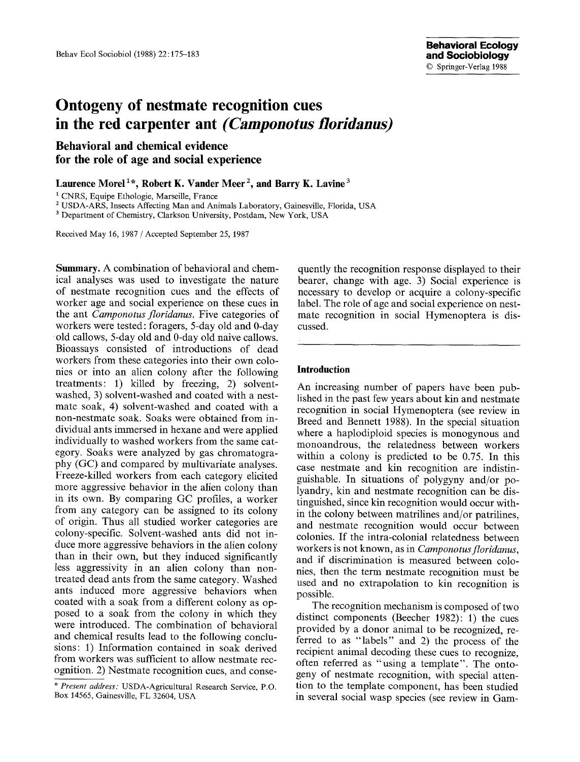# Ontogeny of nestmate recognition cues in the red carpenter ant *(Camponotus floridanus)*

## Behavioral and chemical evidence for the role of age and social experience

**Laurence Morel**[1]*, **Robert K. Vander Meer**[2], and **Barry K. Lavine**[3]

[1] CNRS, Equipe Ethologie, Marseille, France
[2] USDA-ARS, Insects Affecting Man and Animals Laboratory, Gainesville, Florida, USA
[3] Department of Chemistry, Clarkson University, Postdam, New York, USA

Received May 16, 1987 / Accepted September 25, 1987

**Summary.** A combination of behavioral and chemical analyses was used to investigate the nature of nestmate recognition cues and the effects of worker age and social experience on these cues in the ant *Camponotus floridanus*. Five categories of workers were tested: foragers, 5-day old and 0-day old callows, 5-day old and 0-day old naive callows. Bioassays consisted of introductions of dead workers from these categories into their own colonies or into an alien colony after the following treatments: 1) killed by freezing, 2) solvent-washed, 3) solvent-washed and coated with a nestmate soak, 4) solvent-washed and coated with a non-nestmate soak. Soaks were obtained from individual ants immersed in hexane and were applied individually to washed workers from the same category. Soaks were analyzed by gas chromatography (GC) and compared by multivariate analyses. Freeze-killed workers from each category elicited more aggressive behavior in the alien colony than in its own. By comparing GC profiles, a worker from any category can be assigned to its colony of origin. Thus all studied worker categories are colony-specific. Solvent-washed ants did not induce more aggressive behaviors in the alien colony than in their own, but they induced significantly less aggressivity in an alien colony than non-treated dead ants from the same category. Washed ants induced more aggressive behaviors when coated with a soak from a different colony as opposed to a soak from the colony in which they were introduced. The combination of behavioral and chemical results lead to the following conclusions: 1) Information contained in soak derived from workers was sufficient to allow nestmate recognition. 2) Nestmate recognition cues, and consequently the recognition response displayed to their bearer, change with age. 3) Social experience is necessary to develop or acquire a colony-specific label. The role of age and social experience on nestmate recognition in social Hymenoptera is discussed.

## Introduction

An increasing number of papers have been published in the past few years about kin and nestmate recognition in social Hymenoptera (see review in Breed and Bennett 1988). In the special situation where a haplodiploid species is monogynous and monoandrous, the relatedness between workers within a colony is predicted to be 0.75. In this case nestmate and kin recognition are indistinguishable. In situations of polygyny and/or polyandry, kin and nestmate recognition can be distinguished, since kin recognition would occur within the colony between matrilines and/or patrilines, and nestmate recognition would occur between colonies. If the intra-colonial relatedness between workers is not known, as in *Camponotus floridanus*, and if discrimination is measured between colonies, then the term nestmate recognition must be used and no extrapolation to kin recognition is possible.

The recognition mechanism is composed of two distinct components (Beecher 1982): 1) the cues provided by a donor animal to be recognized, referred to as "labels" and 2) the process of the recipient animal decoding these cues to recognize, often referred as "using a template". The ontogeny of nestmate recognition, with special attention to the template component, has been studied in several social wasp species (see review in Gam-

* *Present address:* USDA-Agricultural Research Service, P.O. Box 14565, Gainesville, FL 32604, USA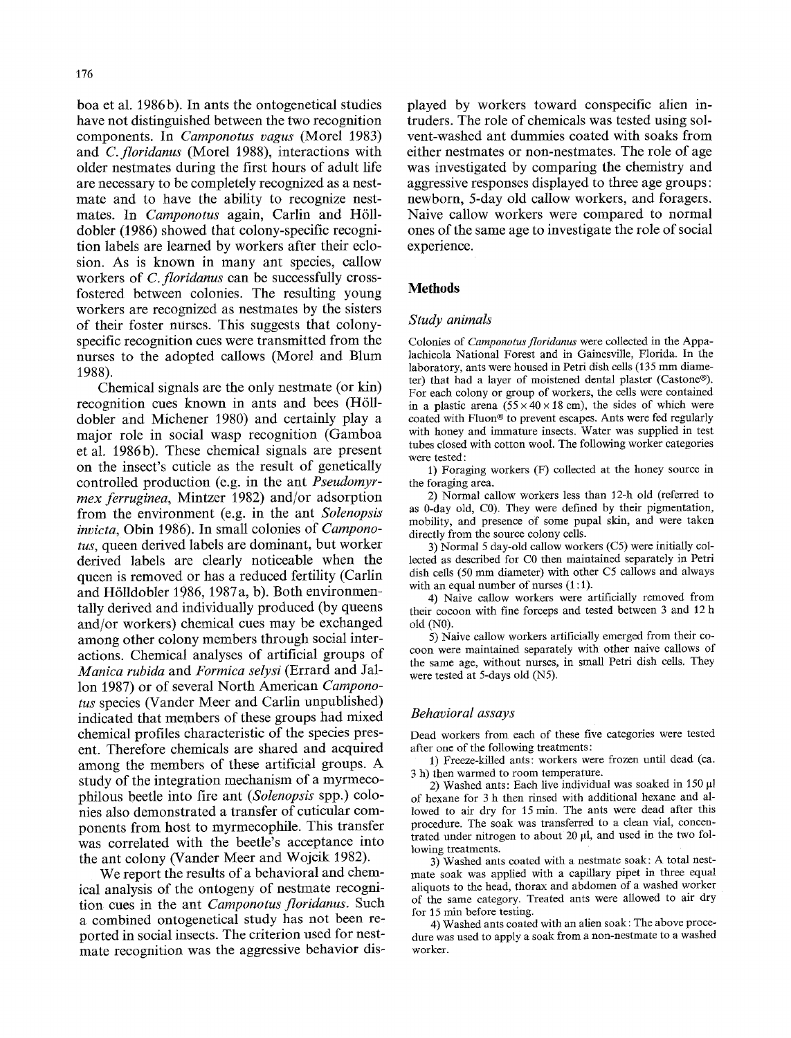boa et al. 1986b). In ants the ontogenetical studies have not distinguished between the two recognition components. In *Camponotus vagus* (Morel 1983) and *C. floridanus* (Morel 1988), interactions with older nestmates during the first hours of adult life are necessary to be completely recognized as a nestmate and to have the ability to recognize nestmates. In *Camponotus* again, Carlin and Hölldobler (1986) showed that colony-specific recognition labels are learned by workers after their eclosion. As is known in many ant species, callow workers of *C. floridanus* can be successfully cross-fostered between colonies. The resulting young workers are recognized as nestmates by the sisters of their foster nurses. This suggests that colony-specific recognition cues were transmitted from the nurses to the adopted callows (Morel and Blum 1988).

Chemical signals are the only nestmate (or kin) recognition cues known in ants and bees (Hölldobler and Michener 1980) and certainly play a major role in social wasp recognition (Gamboa et al. 1986b). These chemical signals are present on the insect's cuticle as the result of genetically controlled production (e.g. in the ant *Pseudomyrmex ferruginea*, Mintzer 1982) and/or adsorption from the environment (e.g. in the ant *Solenopsis invicta*, Obin 1986). In small colonies of *Camponotus*, queen derived labels are dominant, but worker derived labels are clearly noticeable when the queen is removed or has a reduced fertility (Carlin and Hölldobler 1986, 1987a, b). Both environmentally derived and individually produced (by queens and/or workers) chemical cues may be exchanged among other colony members through social interactions. Chemical analyses of artificial groups of *Manica rubida* and *Formica selysi* (Errard and Jallon 1987) or of several North American *Camponotus* species (Vander Meer and Carlin unpublished) indicated that members of these groups had mixed chemical profiles characteristic of the species present. Therefore chemicals are shared and acquired among the members of these artificial groups. A study of the integration mechanism of a myrmecophilous beetle into fire ant (*Solenopsis* spp.) colonies also demonstrated a transfer of cuticular components from host to myrmecophile. This transfer was correlated with the beetle's acceptance into the ant colony (Vander Meer and Wojcik 1982).

We report the results of a behavioral and chemical analysis of the ontogeny of nestmate recognition cues in the ant *Camponotus floridanus*. Such a combined ontogenetical study has not been reported in social insects. The criterion used for nestmate recognition was the aggressive behavior displayed by workers toward conspecific alien intruders. The role of chemicals was tested using solvent-washed ant dummies coated with soaks from either nestmates or non-nestmates. The role of age was investigated by comparing the chemistry and aggressive responses displayed to three age groups: newborn, 5-day old callow workers, and foragers. Naive callow workers were compared to normal ones of the same age to investigate the role of social experience.

## Methods

### *Study animals*

Colonies of *Camponotus floridanus* were collected in the Appalachicola National Forest and in Gainesville, Florida. In the laboratory, ants were housed in Petri dish cells (135 mm diameter) that had a layer of moistened dental plaster (Castone®). For each colony or group of workers, the cells were contained in a plastic arena (55 × 40 × 18 cm), the sides of which were coated with Fluon® to prevent escapes. Ants were fed regularly with honey and immature insects. Water was supplied in test tubes closed with cotton wool. The following worker categories were tested:

1) Foraging workers (F) collected at the honey source in the foraging area.

2) Normal callow workers less than 12-h old (referred to as 0-day old, C0). They were defined by their pigmentation, mobility, and presence of some pupal skin, and were taken directly from the source colony cells.

3) Normal 5 day-old callow workers (C5) were initially collected as described for C0 then maintained separately in Petri dish cells (50 mm diameter) with other C5 callows and always with an equal number of nurses (1:1).

4) Naive callow workers were artificially removed from their cocoon with fine forceps and tested between 3 and 12 h old (N0).

5) Naive callow workers artificially emerged from their cocoon were maintained separately with other naive callows of the same age, without nurses, in small Petri dish cells. They were tested at 5-days old (N5).

### *Behavioral assays*

Dead workers from each of these five categories were tested after one of the following treatments:

1) Freeze-killed ants: workers were frozen until dead (ca. 3 h) then warmed to room temperature.

2) Washed ants: Each live individual was soaked in 150 µl of hexane for 3 h then rinsed with additional hexane and allowed to air dry for 15 min. The ants were dead after this procedure. The soak was transferred to a clean vial, concentrated under nitrogen to about 20 µl, and used in the two following treatments.

3) Washed ants coated with a nestmate soak: A total nestmate soak was applied with a capillary pipet in three equal aliquots to the head, thorax and abdomen of a washed worker of the same category. Treated ants were allowed to air dry for 15 min before testing.

4) Washed ants coated with an alien soak: The above procedure was used to apply a soak from a non-nestmate to a washed worker.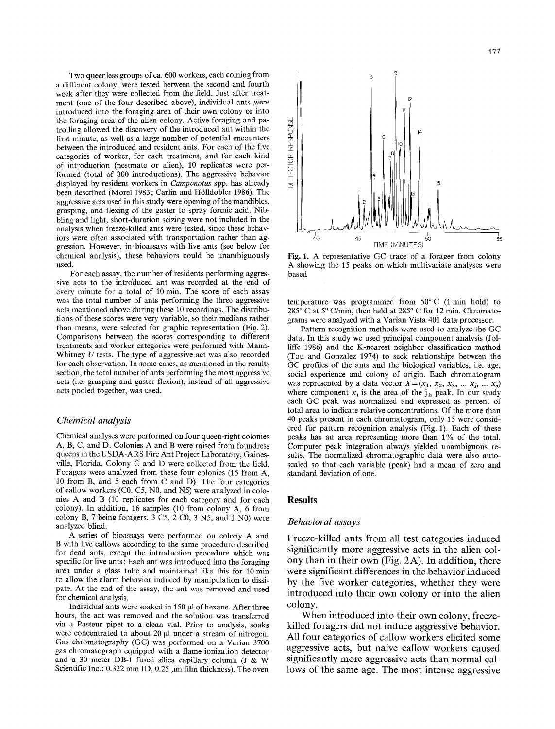Two queenless groups of ca. 600 workers, each coming from a different colony, were tested between the second and fourth week after they were collected from the field. Just after treatment (one of the four described above), individual ants were introduced into the foraging area of their own colony or into the foraging area of the alien colony. Active foraging and patrolling allowed the discovery of the introduced ant within the first minute, as well as a large number of potential encounters between the introduced and resident ants. For each of the five categories of worker, for each treatment, and for each kind of introduction (nestmate or alien), 10 replicates were performed (total of 800 introductions). The aggressive behavior displayed by resident workers in *Camponotus* spp. has already been described (Morel 1983; Carlin and Hölldobler 1986). The aggressive acts used in this study were opening of the mandibles, grasping, and flexing of the gaster to spray formic acid. Nibbling and light, short-duration seizing were not included in the analysis when freeze-killed ants were tested, since these behaviors were often associated with transportation rather than aggression. However, in bioassays with live ants (see below for chemical analysis), these behaviors could be unambiguously used.

For each assay, the number of residents performing aggressive acts to the introduced ant was recorded at the end of every minute for a total of 10 min. The score of each assay was the total number of ants performing the three aggressive acts mentioned above during these 10 recordings. The distributions of these scores were very variable, so their medians rather than means, were selected for graphic representation (Fig. 2). Comparisons between the scores corresponding to different treatments and worker categories were performed with Mann-Whitney *U* tests. The type of aggressive act was also recorded for each observation. In some cases, as mentioned in the results section, the total number of ants performing the most aggressive acts (i.e. grasping and gaster flexion), instead of all aggressive acts pooled together, was used.

### *Chemical analysis*

Chemical analyses were performed on four queen-right colonies A, B, C, and D. Colonies A and B were raised from foundress queens in the USDA-ARS Fire Ant Project Laboratory, Gainesville, Florida. Colony C and D were collected from the field. Foragers were analyzed from these four colonies (15 from A, 10 from B, and 5 each from C and D). The four categories of callow workers (C0, C5, N0, and N5) were analyzed in colonies A and B (10 replicates for each category and for each colony). In addition, 16 samples (10 from colony A, 6 from colony B, 7 being foragers, 3 C5, 2 C0, 3 N5, and 1 N0) were analyzed blind.

A series of bioassays were performed on colony A and B with live callows according to the same procedure described for dead ants, except the introduction procedure which was specific for live ants: Each ant was introduced into the foraging area under a glass tube and maintained like this for 10 min to allow the alarm behavior induced by manipulation to dissipate. At the end of the assay, the ant was removed and used for chemical analysis.

Individual ants were soaked in 150 μl of hexane. After three hours, the ant was removed and the solution was transferred via a Pasteur pipet to a clean vial. Prior to analysis, soaks were concentrated to about 20 μl under a stream of nitrogen. Gas chromatography (GC) was performed on a Varian 3700 gas chromatograph equipped with a flame ionization detector and a 30 meter DB-1 fused silica capillary column (J & W Scientific Inc.; 0.322 mm ID, 0.25 μm film thickness). The oven temperature was programmed from 50° C (1 min hold) to 285° C at 5° C/min, then held at 285° C for 12 min. Chromatograms were analyzed with a Varian Vista 401 data processor.

Pattern recognition methods were used to analyze the GC data. In this study we used principal component analysis (Jolliffe 1986) and the K-nearest neighbor classification method (Tou and Gonzalez 1974) to seek relationships between the GC profiles of the ants and the biological variables, i.e. age, social experience and colony of origin. Each chromatogram was represented by a data vector $X = (x_1, x_2, x_3, \ldots x_j, \ldots x_n)$ where component $x_j$ is the area of the $j_{th}$ peak. In our study each GC peak was normalized and expressed as percent of total area to indicate relative concentrations. Of the more than 40 peaks present in each chromatogram, only 15 were considered for pattern recognition analysis (Fig. 1). Each of these peaks has an area representing more than 1% of the total. Computer peak integration always yielded unambiguous results. The normalized chromatographic data were also autoscaled so that each variable (peak) had a mean of zero and standard deviation of one.

**Fig. 1.** A representative GC trace of a forager from colony A showing the 15 peaks on which multivariate analyses were based

## Results

### *Behavioral assays*

Freeze-killed ants from all test categories induced significantly more aggressive acts in the alien colony than in their own (Fig. 2A). In addition, there were significant differences in the behavior induced by the five worker categories, whether they were introduced into their own colony or into the alien colony.

When introduced into their own colony, freeze-killed foragers did not induce aggressive behavior. All four categories of callow workers elicited some aggressive acts, but naive callow workers caused significantly more aggressive acts than normal callows of the same age. The most intense aggressive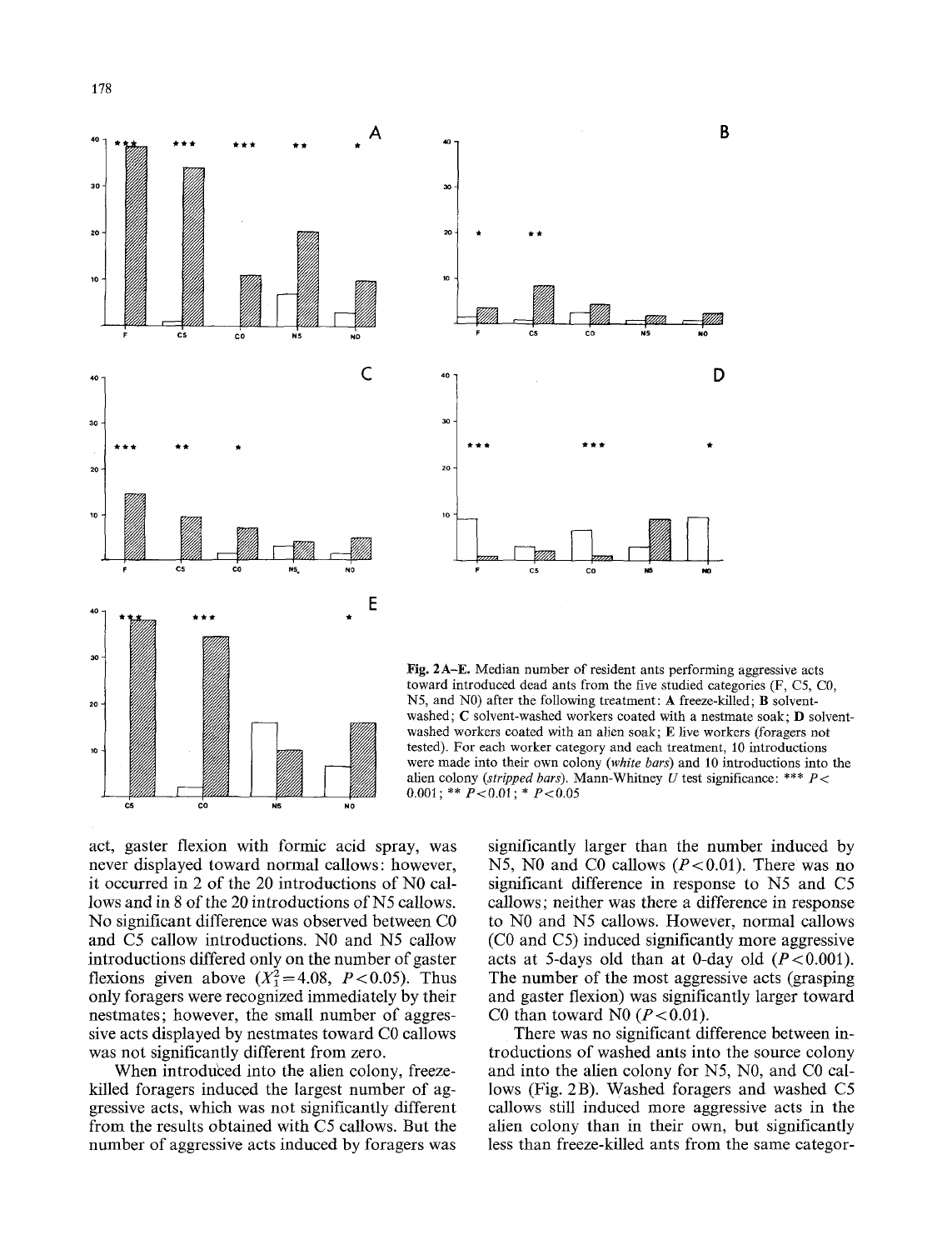Fig. 2A–E. Median number of resident ants performing aggressive acts toward introduced dead ants from the five studied categories (F, C5, C0, N5, and N0) after the following treatment: **A** freeze-killed; **B** solvent-washed; **C** solvent-washed workers coated with a nestmate soak; **D** solvent-washed workers coated with an alien soak; **E** live workers (foragers not tested). For each worker category and each treatment, 10 introductions were made into their own colony (*white bars*) and 10 introductions into the alien colony (*stripped bars*). Mann-Whitney *U* test significance: *** $P < 0.001$; ** $P < 0.01$; * $P < 0.05$

act, gaster flexion with formic acid spray, was never displayed toward normal callows: however, it occurred in 2 of the 20 introductions of N0 callows and in 8 of the 20 introductions of N5 callows. No significant difference was observed between C0 and C5 callow introductions. N0 and N5 callow introductions differed only on the number of gaster flexions given above ($X_1^2 = 4.08$, $P < 0.05$). Thus only foragers were recognized immediately by their nestmates; however, the small number of aggressive acts displayed by nestmates toward C0 callows was not significantly different from zero.

When introduced into the alien colony, freeze-killed foragers induced the largest number of aggressive acts, which was not significantly different from the results obtained with C5 callows. But the number of aggressive acts induced by foragers was significantly larger than the number induced by N5, N0 and C0 callows ($P < 0.01$). There was no significant difference in response to N5 and C5 callows; neither was there a difference in response to N0 and N5 callows. However, normal callows (C0 and C5) induced significantly more aggressive acts at 5-days old than at 0-day old ($P < 0.001$). The number of the most aggressive acts (grasping and gaster flexion) was significantly larger toward C0 than toward N0 ($P < 0.01$).

There was no significant difference between introductions of washed ants into the source colony and into the alien colony for N5, N0, and C0 callows (Fig. 2B). Washed foragers and washed C5 callows still induced more aggressive acts in the alien colony than in their own, but significantly less than freeze-killed ants from the same categor-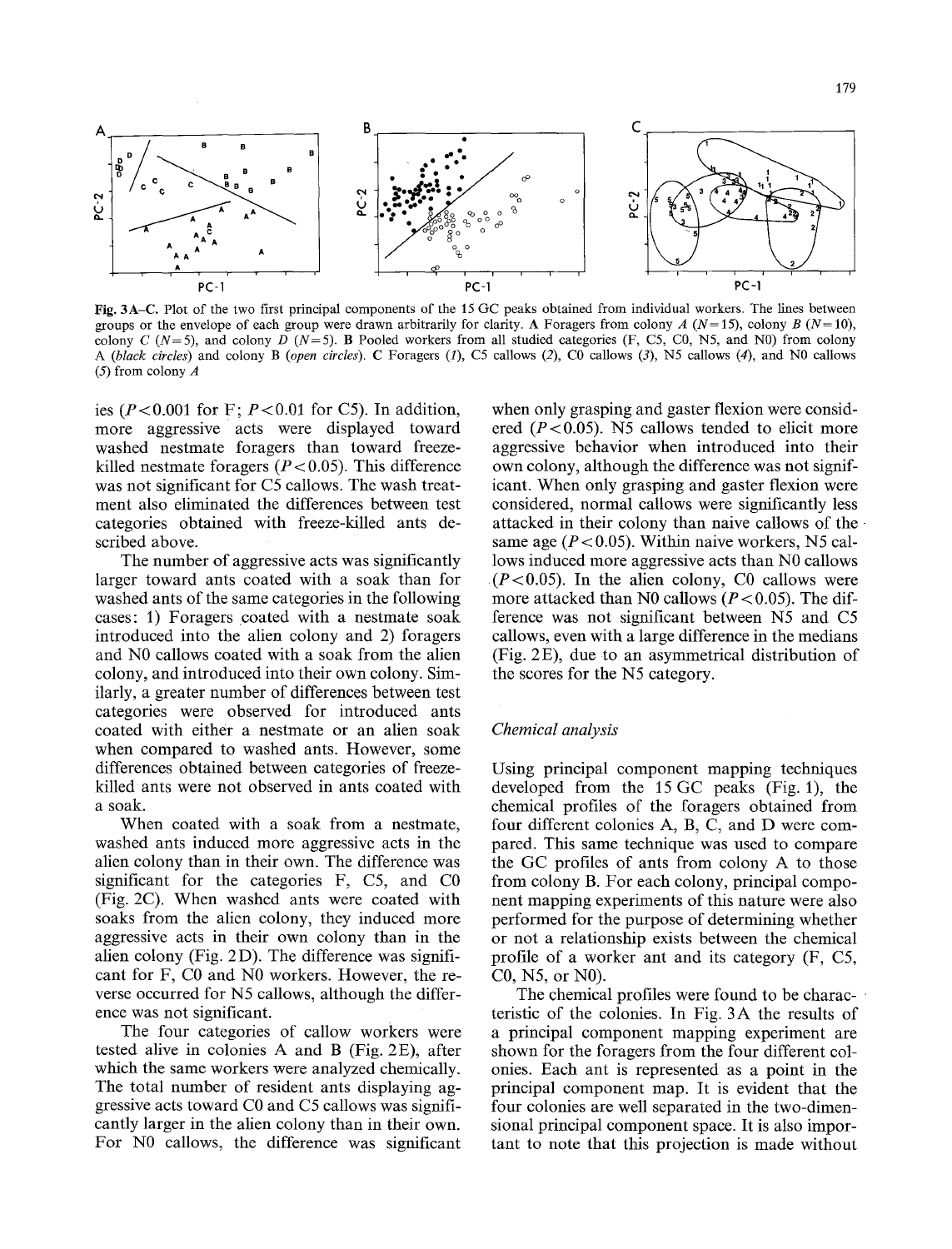Fig. 3A–C. Plot of the two first principal components of the 15 GC peaks obtained from individual workers. The lines between groups or the envelope of each group were drawn arbitrarily for clarity. A Foragers from colony *A* ($N = 15$), colony *B* ($N = 10$), colony *C* ($N = 5$), and colony *D* ($N = 5$). B Pooled workers from all studied categories (F, C5, C0, N5, and N0) from colony A (*black circles*) and colony B (*open circles*). C Foragers (*1*), C5 callows (*2*), C0 callows (*3*), N5 callows (*4*), and N0 callows (*5*) from colony *A*

ies ($P < 0.001$ for F; $P < 0.01$ for C5). In addition, more aggressive acts were displayed toward washed nestmate foragers than toward freeze-killed nestmate foragers ($P < 0.05$). This difference was not significant for C5 callows. The wash treatment also eliminated the differences between test categories obtained with freeze-killed ants described above.

The number of aggressive acts was significantly larger toward ants coated with a soak than for washed ants of the same categories in the following cases: 1) Foragers coated with a nestmate soak introduced into the alien colony and 2) foragers and N0 callows coated with a soak from the alien colony, and introduced into their own colony. Similarly, a greater number of differences between test categories were observed for introduced ants coated with either a nestmate or an alien soak when compared to washed ants. However, some differences obtained between categories of freeze-killed ants were not observed in ants coated with a soak.

When coated with a soak from a nestmate, washed ants induced more aggressive acts in the alien colony than in their own. The difference was significant for the categories F, C5, and C0 (Fig. 2C). When washed ants were coated with soaks from the alien colony, they induced more aggressive acts in their own colony than in the alien colony (Fig. 2D). The difference was significant for F, C0 and N0 workers. However, the reverse occurred for N5 callows, although the difference was not significant.

The four categories of callow workers were tested alive in colonies A and B (Fig. 2E), after which the same workers were analyzed chemically. The total number of resident ants displaying aggressive acts toward C0 and C5 callows was significantly larger in the alien colony than in their own. For N0 callows, the difference was significant when only grasping and gaster flexion were considered ($P < 0.05$). N5 callows tended to elicit more aggressive behavior when introduced into their own colony, although the difference was not significant. When only grasping and gaster flexion were considered, normal callows were significantly less attacked in their colony than naive callows of the same age ($P < 0.05$). Within naive workers, N5 callows induced more aggressive acts than N0 callows ($P < 0.05$). In the alien colony, C0 callows were more attacked than N0 callows ($P < 0.05$). The difference was not significant between N5 and C5 callows, even with a large difference in the medians (Fig. 2E), due to an asymmetrical distribution of the scores for the N5 category.

### Chemical analysis

Using principal component mapping techniques developed from the 15 GC peaks (Fig. 1), the chemical profiles of the foragers obtained from four different colonies A, B, C, and D were compared. This same technique was used to compare the GC profiles of ants from colony A to those from colony B. For each colony, principal component mapping experiments of this nature were also performed for the purpose of determining whether or not a relationship exists between the chemical profile of a worker ant and its category (F, C5, C0, N5, or N0).

The chemical profiles were found to be characteristic of the colonies. In Fig. 3A the results of a principal component mapping experiment are shown for the foragers from the four different colonies. Each ant is represented as a point in the principal component map. It is evident that the four colonies are well separated in the two-dimensional principal component space. It is also important to note that this projection is made without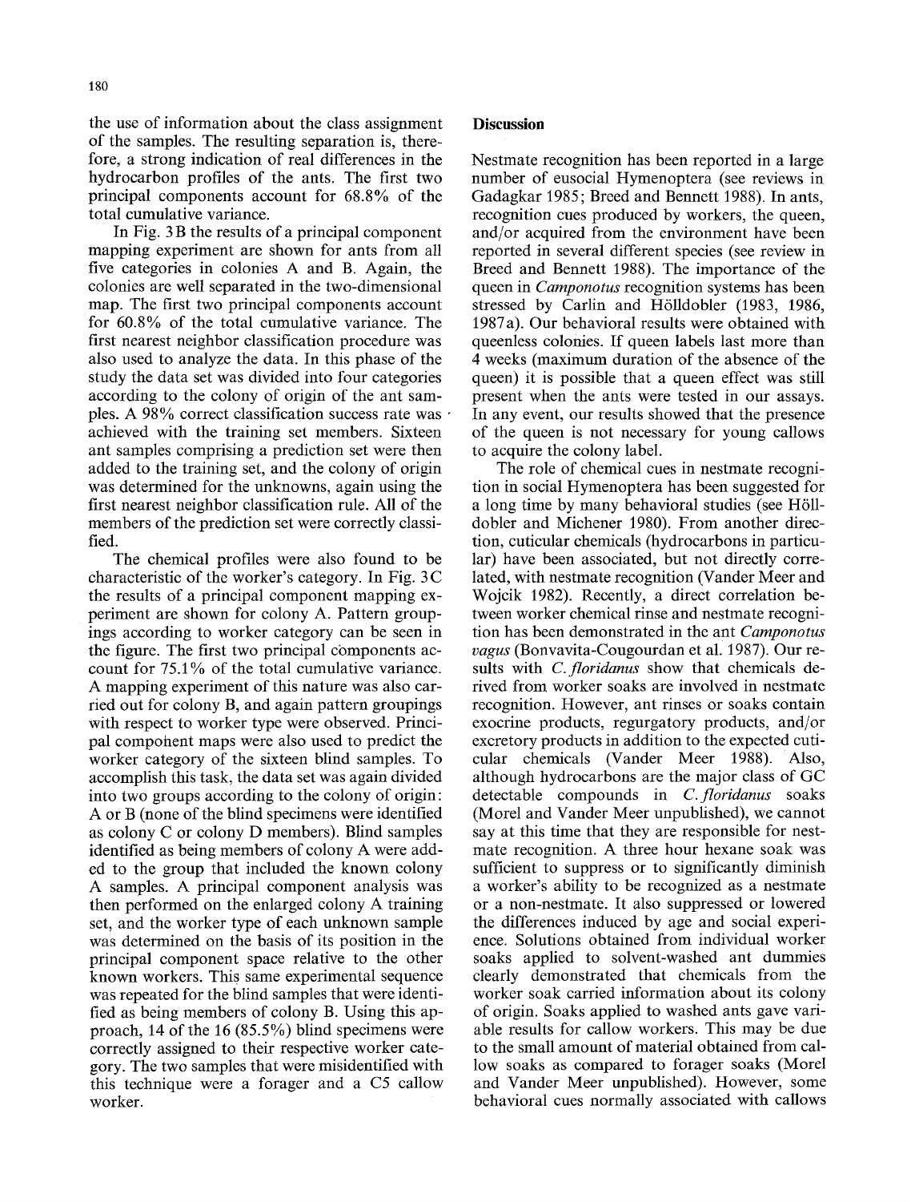the use of information about the class assignment of the samples. The resulting separation is, therefore, a strong indication of real differences in the hydrocarbon profiles of the ants. The first two principal components account for 68.8% of the total cumulative variance.

In Fig. 3B the results of a principal component mapping experiment are shown for ants from all five categories in colonies A and B. Again, the colonies are well separated in the two-dimensional map. The first two principal components account for 60.8% of the total cumulative variance. The first nearest neighbor classification procedure was also used to analyze the data. In this phase of the study the data set was divided into four categories according to the colony of origin of the ant samples. A 98% correct classification success rate was achieved with the training set members. Sixteen ant samples comprising a prediction set were then added to the training set, and the colony of origin was determined for the unknowns, again using the first nearest neighbor classification rule. All of the members of the prediction set were correctly classified.

The chemical profiles were also found to be characteristic of the worker's category. In Fig. 3C the results of a principal component mapping experiment are shown for colony A. Pattern groupings according to worker category can be seen in the figure. The first two principal components account for 75.1% of the total cumulative variance. A mapping experiment of this nature was also carried out for colony B, and again pattern groupings with respect to worker type were observed. Principal component maps were also used to predict the worker category of the sixteen blind samples. To accomplish this task, the data set was again divided into two groups according to the colony of origin: A or B (none of the blind specimens were identified as colony C or colony D members). Blind samples identified as being members of colony A were added to the group that included the known colony A samples. A principal component analysis was then performed on the enlarged colony A training set, and the worker type of each unknown sample was determined on the basis of its position in the principal component space relative to the other known workers. This same experimental sequence was repeated for the blind samples that were identified as being members of colony B. Using this approach, 14 of the 16 (85.5%) blind specimens were correctly assigned to their respective worker category. The two samples that were misidentified with this technique were a forager and a C5 callow worker.

## Discussion

Nestmate recognition has been reported in a large number of eusocial Hymenoptera (see reviews in Gadagkar 1985; Breed and Bennett 1988). In ants, recognition cues produced by workers, the queen, and/or acquired from the environment have been reported in several different species (see review in Breed and Bennett 1988). The importance of the queen in *Camponotus* recognition systems has been stressed by Carlin and Hölldobler (1983, 1986, 1987a). Our behavioral results were obtained with queenless colonies. If queen labels last more than 4 weeks (maximum duration of the absence of the queen) it is possible that a queen effect was still present when the ants were tested in our assays. In any event, our results showed that the presence of the queen is not necessary for young callows to acquire the colony label.

The role of chemical cues in nestmate recognition in social Hymenoptera has been suggested for a long time by many behavioral studies (see Hölldobler and Michener 1980). From another direction, cuticular chemicals (hydrocarbons in particular) have been associated, but not directly correlated, with nestmate recognition (Vander Meer and Wojcik 1982). Recently, a direct correlation between worker chemical rinse and nestmate recognition has been demonstrated in the ant *Camponotus vagus* (Bonvavita-Cougourdan et al. 1987). Our results with *C. floridanus* show that chemicals derived from worker soaks are involved in nestmate recognition. However, ant rinses or soaks contain exocrine products, regurgatory products, and/or excretory products in addition to the expected cuticular chemicals (Vander Meer 1988). Also, although hydrocarbons are the major class of GC detectable compounds in *C. floridanus* soaks (Morel and Vander Meer unpublished), we cannot say at this time that they are responsible for nestmate recognition. A three hour hexane soak was sufficient to suppress or to significantly diminish a worker's ability to be recognized as a nestmate or a non-nestmate. It also suppressed or lowered the differences induced by age and social experience. Solutions obtained from individual worker soaks applied to solvent-washed ant dummies clearly demonstrated that chemicals from the worker soak carried information about its colony of origin. Soaks applied to washed ants gave variable results for callow workers. This may be due to the small amount of material obtained from callow soaks as compared to forager soaks (Morel and Vander Meer unpublished). However, some behavioral cues normally associated with callows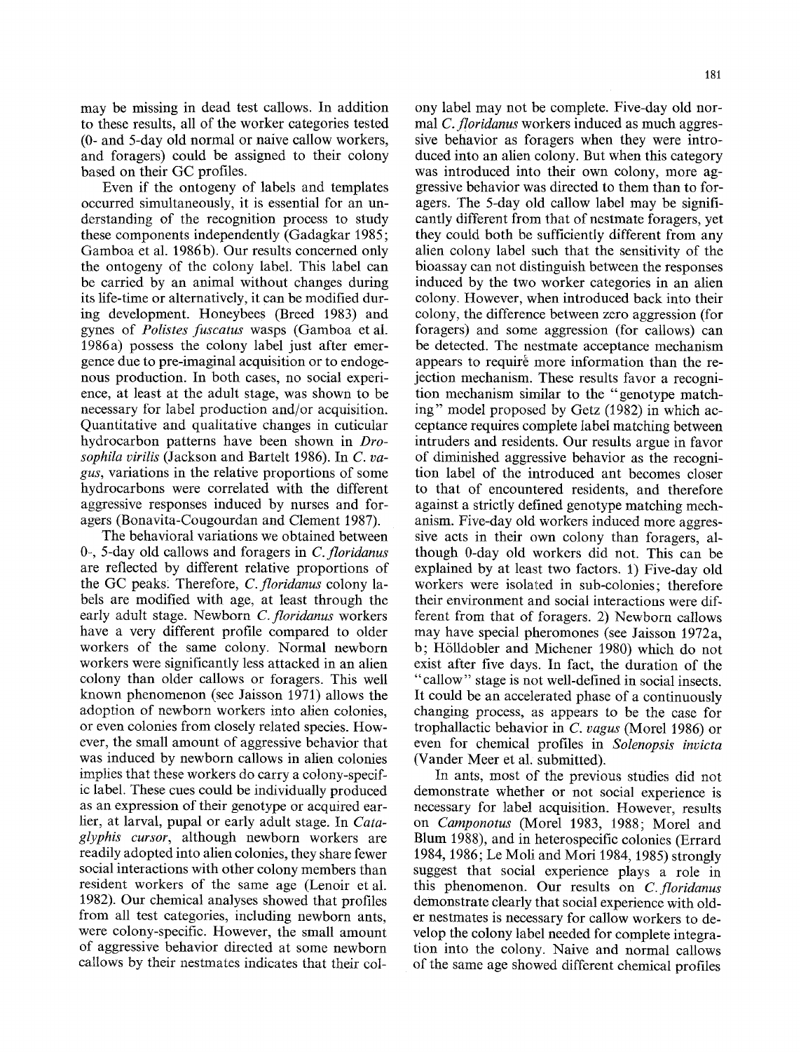may be missing in dead test callows. In addition to these results, all of the worker categories tested (0- and 5-day old normal or naive callow workers, and foragers) could be assigned to their colony based on their GC profiles.

Even if the ontogeny of labels and templates occurred simultaneously, it is essential for an understanding of the recognition process to study these components independently (Gadagkar 1985; Gamboa et al. 1986b). Our results concerned only the ontogeny of the colony label. This label can be carried by an animal without changes during its life-time or alternatively, it can be modified during development. Honeybees (Breed 1983) and gynes of *Polistes fuscatus* wasps (Gamboa et al. 1986a) possess the colony label just after emergence due to pre-imaginal acquisition or to endogenous production. In both cases, no social experience, at least at the adult stage, was shown to be necessary for label production and/or acquisition. Quantitative and qualitative changes in cuticular hydrocarbon patterns have been shown in *Drosophila virilis* (Jackson and Bartelt 1986). In *C. vagus*, variations in the relative proportions of some hydrocarbons were correlated with the different aggressive responses induced by nurses and foragers (Bonavita-Cougourdan and Clement 1987).

The behavioral variations we obtained between 0-, 5-day old callows and foragers in *C. floridanus* are reflected by different relative proportions of the GC peaks. Therefore, *C. floridanus* colony labels are modified with age, at least through the early adult stage. Newborn *C. floridanus* workers have a very different profile compared to older workers of the same colony. Normal newborn workers were significantly less attacked in an alien colony than older callows or foragers. This well known phenomenon (see Jaisson 1971) allows the adoption of newborn workers into alien colonies, or even colonies from closely related species. However, the small amount of aggressive behavior that was induced by newborn callows in alien colonies implies that these workers do carry a colony-specific label. These cues could be individually produced as an expression of their genotype or acquired earlier, at larval, pupal or early adult stage. In *Cataglyphis cursor*, although newborn workers are readily adopted into alien colonies, they share fewer social interactions with other colony members than resident workers of the same age (Lenoir et al. 1982). Our chemical analyses showed that profiles from all test categories, including newborn ants, were colony-specific. However, the small amount of aggressive behavior directed at some newborn callows by their nestmates indicates that their colony label may not be complete. Five-day old normal *C. floridanus* workers induced as much aggressive behavior as foragers when they were introduced into an alien colony. But when this category was introduced into their own colony, more aggressive behavior was directed to them than to foragers. The 5-day old callow label may be significantly different from that of nestmate foragers, yet they could both be sufficiently different from any alien colony label such that the sensitivity of the bioassay can not distinguish between the responses induced by the two worker categories in an alien colony. However, when introduced back into their colony, the difference between zero aggression (for foragers) and some aggression (for callows) can be detected. The nestmate acceptance mechanism appears to require more information than the rejection mechanism. These results favor a recognition mechanism similar to the "genotype matching" model proposed by Getz (1982) in which acceptance requires complete label matching between intruders and residents. Our results argue in favor of diminished aggressive behavior as the recognition label of the introduced ant becomes closer to that of encountered residents, and therefore against a strictly defined genotype matching mechanism. Five-day old workers induced more aggressive acts in their own colony than foragers, although 0-day old workers did not. This can be explained by at least two factors. 1) Five-day old workers were isolated in sub-colonies; therefore their environment and social interactions were different from that of foragers. 2) Newborn callows may have special pheromones (see Jaisson 1972a, b; Hölldobler and Michener 1980) which do not exist after five days. In fact, the duration of the "callow" stage is not well-defined in social insects. It could be an accelerated phase of a continuously changing process, as appears to be the case for trophallactic behavior in *C. vagus* (Morel 1986) or even for chemical profiles in *Solenopsis invicta* (Vander Meer et al. submitted).

In ants, most of the previous studies did not demonstrate whether or not social experience is necessary for label acquisition. However, results on *Camponotus* (Morel 1983, 1988; Morel and Blum 1988), and in heterospecific colonies (Errard 1984, 1986; Le Moli and Mori 1984, 1985) strongly suggest that social experience plays a role in this phenomenon. Our results on *C. floridanus* demonstrate clearly that social experience with older nestmates is necessary for callow workers to develop the colony label needed for complete integration into the colony. Naive and normal callows of the same age showed different chemical profiles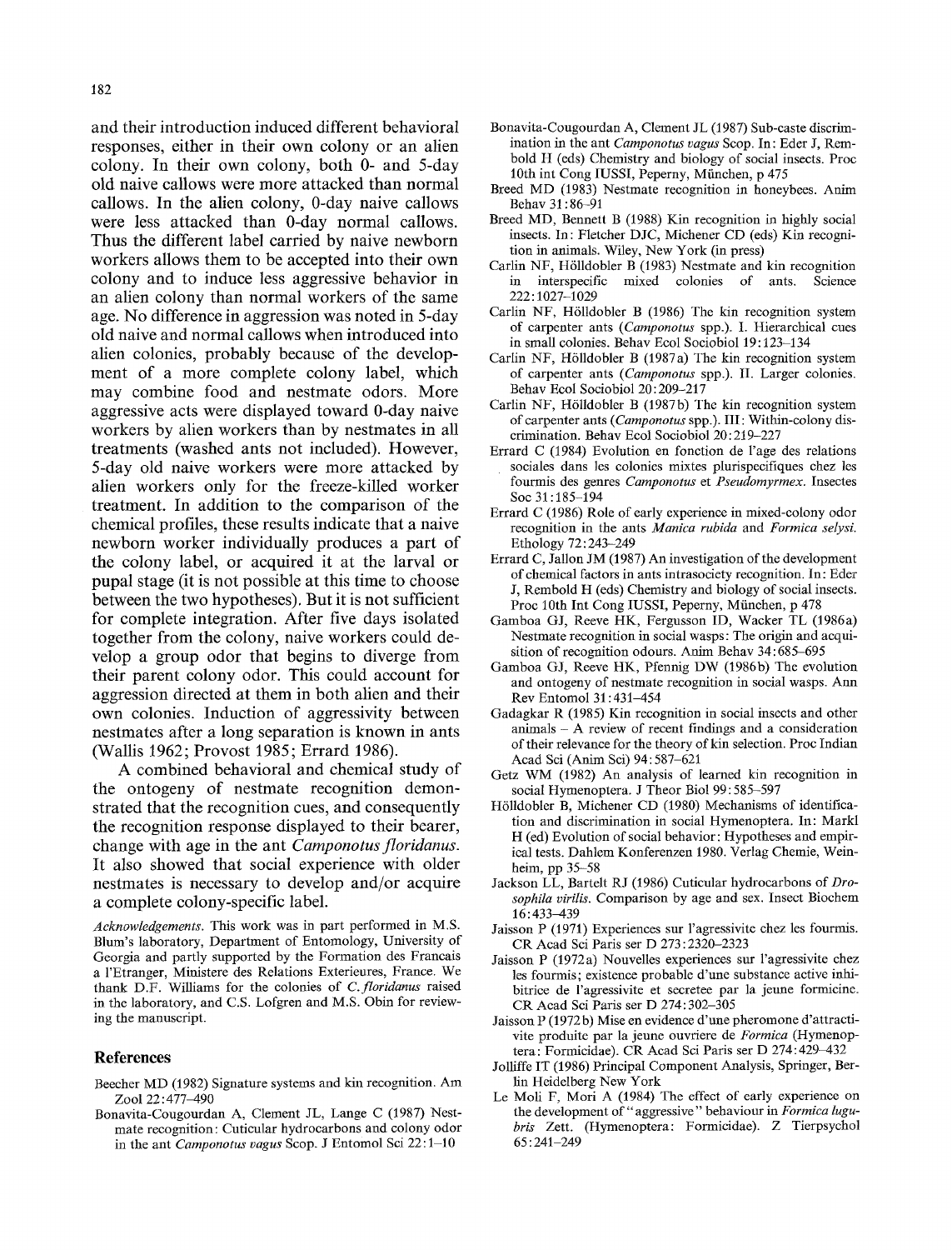and their introduction induced different behavioral responses, either in their own colony or an alien colony. In their own colony, both 0- and 5-day old naive callows were more attacked than normal callows. In the alien colony, 0-day naive callows were less attacked than 0-day normal callows. Thus the different label carried by naive newborn workers allows them to be accepted into their own colony and to induce less aggressive behavior in an alien colony than normal workers of the same age. No difference in aggression was noted in 5-day old naive and normal callows when introduced into alien colonies, probably because of the development of a more complete colony label, which may combine food and nestmate odors. More aggressive acts were displayed toward 0-day naive workers by alien workers than by nestmates in all treatments (washed ants not included). However, 5-day old naive workers were more attacked by alien workers only for the freeze-killed worker treatment. In addition to the comparison of the chemical profiles, these results indicate that a naive newborn worker individually produces a part of the colony label, or acquired it at the larval or pupal stage (it is not possible at this time to choose between the two hypotheses). But it is not sufficient for complete integration. After five days isolated together from the colony, naive workers could develop a group odor that begins to diverge from their parent colony odor. This could account for aggression directed at them in both alien and their own colonies. Induction of aggressivity between nestmates after a long separation is known in ants (Wallis 1962; Provost 1985; Errard 1986).

A combined behavioral and chemical study of the ontogeny of nestmate recognition demonstrated that the recognition cues, and consequently the recognition response displayed to their bearer, change with age in the ant *Camponotus floridanus*. It also showed that social experience with older nestmates is necessary to develop and/or acquire a complete colony-specific label.

*Acknowledgements*. This work was in part performed in M.S. Blum's laboratory, Department of Entomology, University of Georgia and partly supported by the Formation des Francais a l'Etranger, Ministere des Relations Exterieures, France. We thank D.F. Williams for the colonies of *C. floridanus* raised in the laboratory, and C.S. Lofgren and M.S. Obin for reviewing the manuscript.

## References

Beecher MD (1982) Signature systems and kin recognition. Am Zool 22:477–490

Bonavita-Cougourdan A, Clement JL, Lange C (1987) Nestmate recognition: Cuticular hydrocarbons and colony odor in the ant *Camponotus vagus* Scop. J Entomol Sci 22:1–10

Bonavita-Cougourdan A, Clement JL (1987) Sub-caste discrimination in the ant *Camponotus vagus* Scop. In: Eder J, Rembold H (eds) Chemistry and biology of social insects. Proc 10th int Cong IUSSI, Peperny, München, p 475

Breed MD (1983) Nestmate recognition in honeybees. Anim Behav 31:86–91

Breed MD, Bennett B (1988) Kin recognition in highly social insects. In: Fletcher DJC, Michener CD (eds) Kin recognition in animals. Wiley, New York (in press)

Carlin NF, Hölldobler B (1983) Nestmate and kin recognition in interspecific mixed colonies of ants. Science 222:1027–1029

Carlin NF, Hölldobler B (1986) The kin recognition system of carpenter ants (*Camponotus* spp.). I. Hierarchical cues in small colonies. Behav Ecol Sociobiol 19:123–134

Carlin NF, Hölldobler B (1987a) The kin recognition system of carpenter ants (*Camponotus* spp.). II. Larger colonies. Behav Ecol Sociobiol 20:209–217

Carlin NF, Hölldobler B (1987b) The kin recognition system of carpenter ants (*Camponotus* spp.). III: Within-colony discrimination. Behav Ecol Sociobiol 20:219–227

Errard C (1984) Evolution en fonction de l'age des relations sociales dans les colonies mixtes plurispecifiques chez les fourmis des genres *Camponotus* et *Pseudomyrmex*. Insectes Soc 31:185–194

Errard C (1986) Role of early experience in mixed-colony odor recognition in the ants *Manica rubida* and *Formica selysi*. Ethology 72:243–249

Errard C, Jallon JM (1987) An investigation of the development of chemical factors in ants intrasociety recognition. In: Eder J, Rembold H (eds) Chemistry and biology of social insects. Proc 10th Int Cong IUSSI, Peperny, München, p 478

Gamboa GJ, Reeve HK, Fergusson ID, Wacker TL (1986a) Nestmate recognition in social wasps: The origin and acquisition of recognition odours. Anim Behav 34:685–695

Gamboa GJ, Reeve HK, Pfennig DW (1986b) The evolution and ontogeny of nestmate recognition in social wasps. Ann Rev Entomol 31:431–454

Gadagkar R (1985) Kin recognition in social insects and other animals – A review of recent findings and a consideration of their relevance for the theory of kin selection. Proc Indian Acad Sci (Anim Sci) 94:587–621

Getz WM (1982) An analysis of learned kin recognition in social Hymenoptera. J Theor Biol 99:585–597

Hölldobler B, Michener CD (1980) Mechanisms of identification and discrimination in social Hymenoptera. In: Markl H (ed) Evolution of social behavior: Hypotheses and empirical tests. Dahlem Konferenzen 1980. Verlag Chemie, Weinheim, pp 35–58

Jackson LL, Bartelt RJ (1986) Cuticular hydrocarbons of *Drosophila virilis*. Comparison by age and sex. Insect Biochem 16:433–439

Jaisson P (1971) Experiences sur l'agressivite chez les fourmis. CR Acad Sci Paris ser D 273:2320–2323

Jaisson P (1972a) Nouvelles experiences sur l'agressivite chez les fourmis; existence probable d'une substance active inhibitrice de l'agressivite et secretee par la jeune formicine. CR Acad Sci Paris ser D 274:302–305

Jaisson P (1972b) Mise en evidence d'une pheromone d'attractivite produite par la jeune ouvriere de *Formica* (Hymenoptera: Formicidae). CR Acad Sci Paris ser D 274:429–432

Jolliffe IT (1986) Principal Component Analysis, Springer, Berlin Heidelberg New York

Le Moli F, Mori A (1984) The effect of early experience on the development of "aggressive" behaviour in *Formica lugubris* Zett. (Hymenoptera: Formicidae). Z Tierpsychol 65:241–249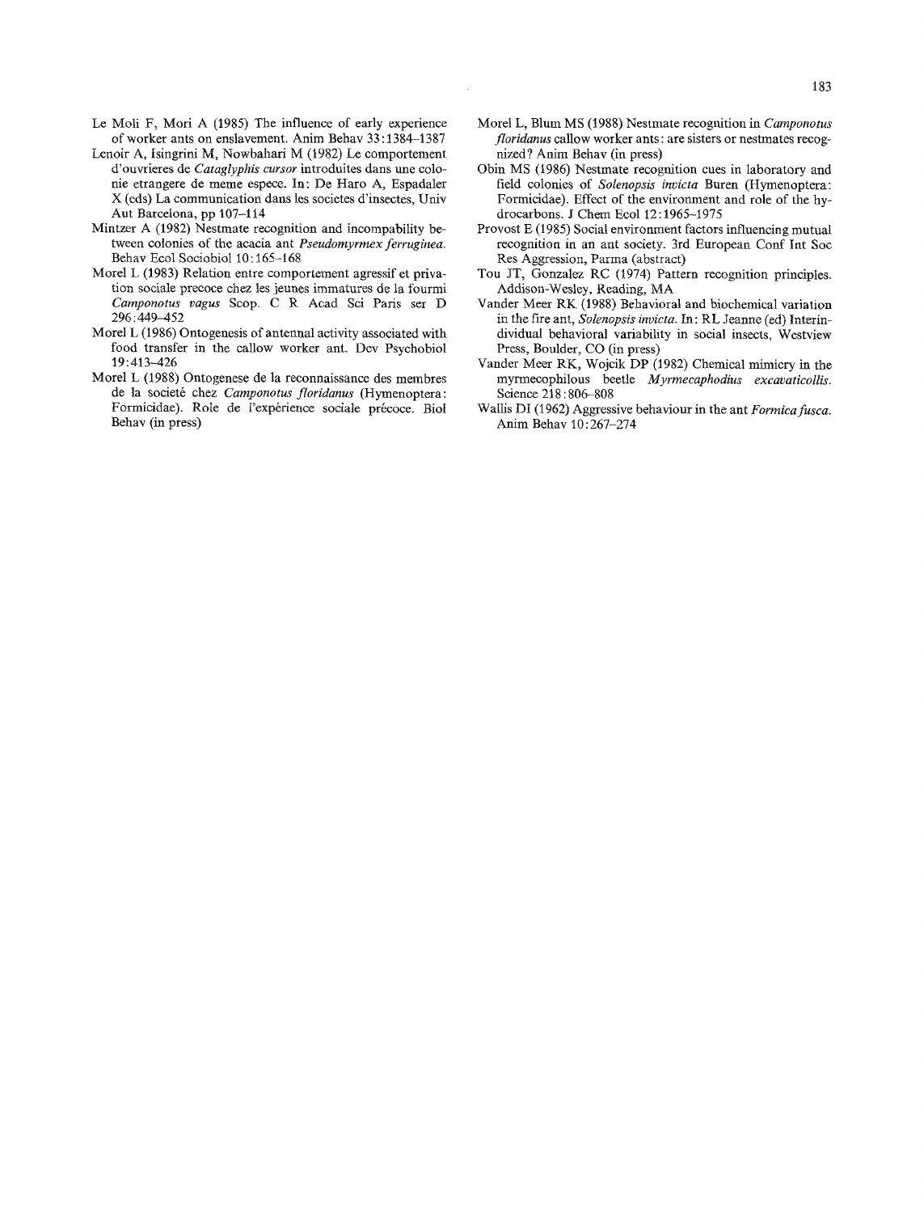Le Moli F, Mori A (1985) The influence of early experience of worker ants on enslavement. Anim Behav 33:1384–1387

Lenoir A, Isingrini M, Nowbahari M (1982) Le comportement d'ouvrieres de *Cataglyphis cursor* introduites dans une colonie etrangere de meme espece. In: De Haro A, Espadaler X (eds) La communication dans les societes d'insectes, Univ Aut Barcelona, pp 107–114

Mintzer A (1982) Nestmate recognition and incompability between colonies of the acacia ant *Pseudomyrmex ferruginea*. Behav Ecol Sociobiol 10:165–168

Morel L (1983) Relation entre comportement agressif et privation sociale precoce chez les jeunes immatures de la fourmi *Camponotus vagus* Scop. C R Acad Sci Paris ser D 296:449–452

Morel L (1986) Ontogenesis of antennal activity associated with food transfer in the callow worker ant. Dev Psychobiol 19:413–426

Morel L (1988) Ontogenese de la reconnaissance des membres de la societé chez *Camponotus floridanus* (Hymenoptera: Formicidae). Role de l'expérience sociale précoce. Biol Behav (in press)

Morel L, Blum MS (1988) Nestmate recognition in *Camponotus floridanus* callow worker ants: are sisters or nestmates recognized? Anim Behav (in press)

Obin MS (1986) Nestmate recognition cues in laboratory and field colonies of *Solenopsis invicta* Buren (Hymenoptera: Formicidae). Effect of the environment and role of the hydrocarbons. J Chem Ecol 12:1965–1975

Provost E (1985) Social environment factors influencing mutual recognition in an ant society. 3rd European Conf Int Soc Res Aggression, Parma (abstract)

Tou JT, Gonzalez RC (1974) Pattern recognition principles. Addison-Wesley, Reading, MA

Vander Meer RK (1988) Behavioral and biochemical variation in the fire ant, *Solenopsis invicta*. In: RL Jeanne (ed) Interindividual behavioral variability in social insects, Westview Press, Boulder, CO (in press)

Vander Meer RK, Wojcik DP (1982) Chemical mimicry in the myrmecophilous beetle *Myrmecaphodius excavaticollis*. Science 218:806–808

Wallis DI (1962) Aggressive behaviour in the ant *Formica fusca*. Anim Behav 10:267–274